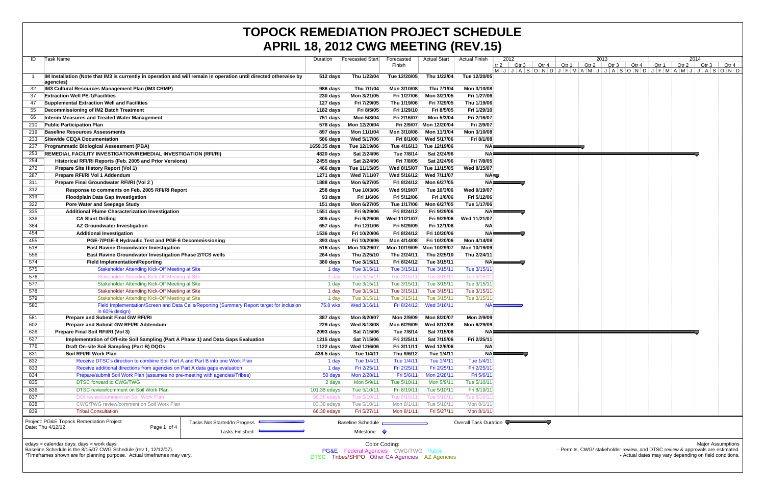# TOPOCK REMEDIATION PROJECT SCHEDULE
## APRIL 18, 2012 CWG MEETING (REV.15)

| ID | Task Name | Duration | Forecasted Start | Forecasted Finish | Actual Start | Actual Finish |
|---|---|---|---|---|---|---|
| 1 | **IM Installation (Note that IM3 is currently in operation and will remain in operation until directed otherwise by agencies)** | **512 days** | **Thu 1/22/04** | **Tue 12/20/05** | **Thu 1/22/04** | **Tue 12/20/05** |
| 32 | **IM3 Cultural Resources Management Plan (IM3 CRMP)** | **986 days** | **Thu 7/1/04** | **Mon 3/10/08** | **Thu 7/1/04** | **Mon 3/10/08** |
| 37 | **Extraction Well PE-1/Facilities** | **230 days** | **Mon 3/21/05** | **Fri 1/27/06** | **Mon 3/21/05** | **Fri 1/27/06** |
| 47 | **Supplemental Extraction Well and Facilities** | **127 days** | **Fri 7/29/05** | **Thu 1/19/06** | **Fri 7/29/05** | **Thu 1/19/06** |
| 55 | **Decommissioning of IM2 Batch Treatment** | **1182 days** | **Fri 8/5/05** | **Fri 1/29/10** | **Fri 8/5/05** | **Fri 1/29/10** |
| 66 | **Interim Measures and Treated Water Management** | **751 days** | **Mon 5/3/04** | **Fri 2/16/07** | **Mon 5/3/04** | **Fri 2/16/07** |
| 210 | **Public Participation Plan** | **578 days** | **Mon 12/20/04** | **Fri 2/9/07** | **Mon 12/20/04** | **Fri 2/9/07** |
| 219 | **Baseline Resources Assessments** | **897 days** | **Mon 11/1/04** | **Mon 3/10/08** | **Mon 11/1/04** | **Mon 3/10/08** |
| 233 | **Sitewide CEQA Documentation** | **586 days** | **Wed 5/17/06** | **Fri 8/1/08** | **Wed 5/17/06** | **Fri 8/1/08** |
| 237 | **Programmatic Biological Assessment (PBA)** | **1659.35 days** | **Tue 12/19/06** | **Tue 4/16/13** | **Tue 12/19/06** | **NA** |
| 253 | **REMEDIAL FACILITY INVESTIGATION/REMEDIAL INVESTIGATION (RFI/RI)** | **4820 days** | **Sat 2/24/96** | **Tue 7/8/14** | **Sat 2/24/96** | **NA** |
| 254 | **Historical RFI/RI Reports (Feb. 2005 and Prior Versions)** | **2455 days** | **Sat 2/24/96** | **Fri 7/8/05** | **Sat 2/24/96** | **Fri 7/8/05** |
| 272 | **Prepare Site History Report (Vol 1)** | **466 days** | **Tue 11/15/05** | **Wed 8/15/07** | **Tue 11/15/05** | **Wed 8/15/07** |
| 287 | **Prepare RFI/RI Vol 1 Addendum** | **1271 days** | **Wed 7/11/07** | **Wed 5/16/12** | **Wed 7/11/07** | **NA** |
| 311 | **Prepare Final Groundwater RFI/RI (Vol 2 )** | **1888 days** | **Mon 6/27/05** | **Fri 8/24/12** | **Mon 6/27/05** | **NA** |
| 312 | **Response to comments on Feb. 2005 RFI/RI Report** | **258 days** | **Tue 10/3/06** | **Wed 9/19/07** | **Tue 10/3/06** | **Wed 9/19/07** |
| 319 | **Floodplain Data Gap Investigation** | **93 days** | **Fri 1/6/06** | **Fri 5/12/06** | **Fri 1/6/06** | **Fri 5/12/06** |
| 322 | **Pore Water and Seepage Study** | **151 days** | **Mon 6/27/05** | **Tue 1/17/06** | **Mon 6/27/05** | **Tue 1/17/06** |
| 335 | **Additional Plume Characterization Investigation** | **1551 days** | **Fri 9/29/06** | **Fri 8/24/12** | **Fri 9/29/06** | **NA** |
| 336 | **CA Slant Drilling** | **305 days** | **Fri 9/29/06** | **Wed 11/21/07** | **Fri 9/29/06** | **Wed 11/21/07** |
| 384 | **AZ Groundwater Investigation** | **657 days** | **Fri 12/1/06** | **Fri 5/29/09** | **Fri 12/1/06** | **NA** |
| 454 | **Additional Investigation** | **1536 days** | **Fri 10/20/06** | **Fri 8/24/12** | **Fri 10/20/06** | **NA** |
| 455 | **PGE-7/PGE-8 Hydraulic Test and PGE-6 Decommissioning** | **393 days** | **Fri 10/20/06** | **Mon 4/14/08** | **Fri 10/20/06** | **Mon 4/14/08** |
| 518 | **East Ravine Groundwater Investigation** | **516 days** | **Mon 10/29/07** | **Mon 10/19/09** | **Mon 10/29/07** | **Mon 10/19/09** |
| 556 | **East Ravine Groundwater Investigation Phase 2/TCS wells** | **264 days** | **Thu 2/25/10** | **Thu 2/24/11** | **Thu 2/25/10** | **Thu 2/24/11** |
| 574 | **Field Implementation/Reporting** | **380 days** | **Tue 3/15/11** | **Fri 8/24/12** | **Tue 3/15/11** | **NA** |
| 575 | Stakeholder Attending Kick-Off Meeting at Site | 1 day | Tue 3/15/11 | Tue 3/15/11 | Tue 3/15/11 | Tue 3/15/11 |
| 576 | Stakeholder Attending Kick-Off Meeting at Site | 1 day | Tue 3/15/11 | Tue 3/15/11 | Tue 3/15/11 | Tue 3/15/11 |
| 577 | Stakeholder Attending Kick-Off Meeting at Site | 1 day | Tue 3/15/11 | Tue 3/15/11 | Tue 3/15/11 | Tue 3/15/11 |
| 578 | Stakeholder Attending Kick-Off Meeting at Site | 1 day | Tue 3/15/11 | Tue 3/15/11 | Tue 3/15/11 | Tue 3/15/11 |
| 579 | Stakeholder Attending Kick-Off Meeting at Site | 1 day | Tue 3/15/11 | Tue 3/15/11 | Tue 3/15/11 | Tue 3/15/11 |
| 580 | Field Implementation/Screen and Data Calls/Reporting (Summary Report target for inclusion in 60% design) | 75.8 wks | Wed 3/16/11 | Fri 8/24/12 | Wed 3/16/11 | NA |
| 581 | **Prepare and Submit Final GW RFI/RI** | **387 days** | **Mon 8/20/07** | **Mon 2/9/09** | **Mon 8/20/07** | **Mon 2/9/09** |
| 602 | **Prepare and Submit GW RFI/RI Addendum** | **229 days** | **Wed 8/13/08** | **Mon 6/29/09** | **Wed 8/13/08** | **Mon 6/29/09** |
| 626 | **Prepare Final Soil RFI/RI (Vol 3)** | **2093 days** | **Sat 7/15/06** | **Tue 7/8/14** | **Sat 7/15/06** | **NA** |
| 627 | **Implementation of Off-site Soil Sampling (Part A Phase 1) and Data Gaps Evaluation** | **1215 days** | **Sat 7/15/06** | **Fri 2/25/11** | **Sat 7/15/06** | **Fri 2/25/11** |
| 776 | **Draft On-site Soil Sampling (Part B) DQOs** | **1122 days** | **Wed 12/6/06** | **Fri 3/11/11** | **Wed 12/6/06** | **NA** |
| 831 | **Soil RFI/RI Work Plan** | **438.5 days** | **Tue 1/4/11** | **Thu 9/6/12** | **Tue 1/4/11** | **NA** |
| 832 | Receive DTSC's direction to combine Soil Part A and Part B into one Work Plan | 1 day | Tue 1/4/11 | Tue 1/4/11 | Tue 1/4/11 | Tue 1/4/11 |
| 833 | Receive additional directions from agencies on Part A data gaps evaluation | 1 day | Fri 2/25/11 | Fri 2/25/11 | Fri 2/25/11 | Fri 2/25/11 |
| 834 | Prepare/submit Soil Work Plan (assumes no pre-meeting with agencies/Tribes) | 50 days | Mon 2/28/11 | Fri 5/6/11 | Mon 2/28/11 | Fri 5/6/11 |
| 835 | DTSC forward to CWG/TWG | 2 days | Mon 5/9/11 | Tue 5/10/11 | Mon 5/9/11 | Tue 5/10/11 |
| 836 | DTSC review/comment on Soil Work Plan | 101.38 edays | Tue 5/10/11 | Fri 8/19/11 | Tue 5/10/11 | Fri 8/19/11 |
| 837 | DOI review/comment on Soil Work Plan | 98.38 edays | Tue 5/10/11 | Tue 8/16/11 | Tue 5/10/11 | Tue 8/16/11 |
| 838 | CWG/TWG review/comment on Soil Work Plan | 83.38 edays | Tue 5/10/11 | Mon 8/1/11 | Tue 5/10/11 | Mon 8/1/11 |
| 839 | Tribal Consultation | 66.38 edays | Fri 5/27/11 | Mon 8/1/11 | Fri 5/27/11 | Mon 8/1/11 |

Project: PG&E Topock Remediation Project
Date: Thu 4/12/12

Legend: Tasks Not Started/In Progess; Tasks Finished; Baseline Schedule; Milestone; Overall Task Duration

edays = calendar days; days = work days
Baseline Schedule is the 8/15/07 CWG Schedule (rev 1, 12/12/07).
*Timeframes shown are for planning purpose. Actual timeframes may vary.

Color Coding:
PG&E Federal Agencies CWG/TWG Public
DTSC Tribes/SHPO Other CA Agencies AZ Agencies

Major Assumptions
- Permits, CWG/ stakeholder review, and DTSC review & approvals are estimated.
- Actual dates may vary depending on field conditions.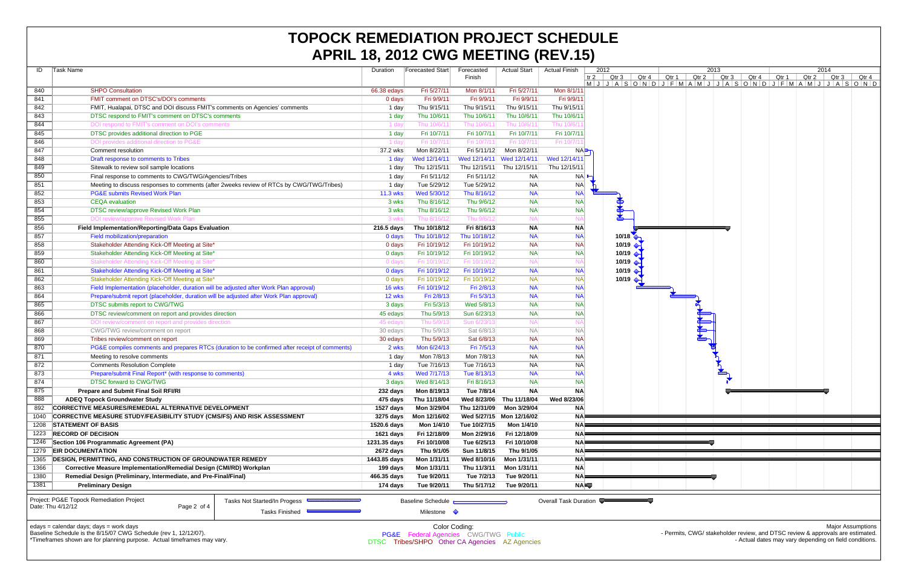# TOPOCK REMEDIATION PROJECT SCHEDULE
# APRIL 18, 2012 CWG MEETING (REV.15)

| ID | Task Name | Duration | Forecasted Start | Forecasted Finish | Actual Start | Actual Finish |
|---|---|---|---|---|---|---|
| 840 | SHPO Consultation | 66.38 edays | Fri 5/27/11 | Mon 8/1/11 | Fri 5/27/11 | Mon 8/1/11 |
| 841 | FMIT comment on DTSC's/DOI's comments | 0 days | Fri 9/9/11 | Fri 9/9/11 | Fri 9/9/11 | Fri 9/9/11 |
| 842 | FMIT, Hualapai, DTSC and DOI discuss FMIT's comments on Agencies' comments | 1 day | Thu 9/15/11 | Thu 9/15/11 | Thu 9/15/11 | Thu 9/15/11 |
| 843 | DTSC respond to FMIT's comment on DTSC's comments | 1 day | Thu 10/6/11 | Thu 10/6/11 | Thu 10/6/11 | Thu 10/6/11 |
| 844 | DOI respond to FMIT's comment on DOI's comments | 1 day | Thu 10/6/11 | Thu 10/6/11 | Thu 10/6/11 | Thu 10/6/11 |
| 845 | DTSC provides additional direction to PGE | 1 day | Fri 10/7/11 | Fri 10/7/11 | Fri 10/7/11 | Fri 10/7/11 |
| 846 | DOI provides additional direction to PG&E | 1 day | Fri 10/7/11 | Fri 10/7/11 | Fri 10/7/11 | Fri 10/7/11 |
| 847 | Comment resolution | 37.2 wks | Mon 8/22/11 | Fri 5/11/12 | Mon 8/22/11 | NA |
| 848 | Draft response to comments to Tribes | 1 day | Wed 12/14/11 | Wed 12/14/11 | Wed 12/14/11 | Wed 12/14/11 |
| 849 | Sitewalk to review soil sample locations | 1 day | Thu 12/15/11 | Thu 12/15/11 | Thu 12/15/11 | Thu 12/15/11 |
| 850 | Final response to comments to CWG/TWG/Agencies/Tribes | 1 day | Fri 5/11/12 | Fri 5/11/12 | NA | NA |
| 851 | Meeting to discuss responses to comments (after 2weeks review of RTCs by CWG/TWG/Tribes) | 1 day | Tue 5/29/12 | Tue 5/29/12 | NA | NA |
| 852 | PG&E submits Revised Work Plan | 11.3 wks | Wed 5/30/12 | Thu 8/16/12 | NA | NA |
| 853 | CEQA evaluation | 3 wks | Thu 8/16/12 | Thu 9/6/12 | NA | NA |
| 854 | DTSC review/approve Revised Work Plan | 3 wks | Thu 8/16/12 | Thu 9/6/12 | NA | NA |
| 855 | DOI review/approve Revised Work Plan | 3 wks | Thu 8/16/12 | Thu 9/6/12 | NA | NA |
| 856 | **Field Implementation/Reporting/Data Gaps Evaluation** | **216.5 days** | **Thu 10/18/12** | **Fri 8/16/13** | **NA** | **NA** |
| 857 | Field mobilization/preparation | 0 days | Thu 10/18/12 | Thu 10/18/12 | NA | NA |
| 858 | Stakeholder Attending Kick-Off Meeting at Site* | 0 days | Fri 10/19/12 | Fri 10/19/12 | NA | NA |
| 859 | Stakeholder Attending Kick-Off Meeting at Site* | 0 days | Fri 10/19/12 | Fri 10/19/12 | NA | NA |
| 860 | Stakeholder Attending Kick-Off Meeting at Site* | 0 days | Fri 10/19/12 | Fri 10/19/12 | NA | NA |
| 861 | Stakeholder Attending Kick-Off Meeting at Site* | 0 days | Fri 10/19/12 | Fri 10/19/12 | NA | NA |
| 862 | Stakeholder Attending Kick-Off Meeting at Site* | 0 days | Fri 10/19/12 | Fri 10/19/12 | NA | NA |
| 863 | Field Implementation (placeholder, duration will be adjusted after Work Plan approval) | 16 wks | Fri 10/19/12 | Fri 2/8/13 | NA | NA |
| 864 | Prepare/submit report (placeholder, duration will be adjusted after Work Plan approval) | 12 wks | Fri 2/8/13 | Fri 5/3/13 | NA | NA |
| 865 | DTSC submits report to CWG/TWG | 3 days | Fri 5/3/13 | Wed 5/8/13 | NA | NA |
| 866 | DTSC review/comment on report and provides direction | 45 edays | Thu 5/9/13 | Sun 6/23/13 | NA | NA |
| 867 | DOI review/comment on report and provides direction | 45 edays | Thu 5/9/13 | Sun 6/23/13 | NA | NA |
| 868 | CWG/TWG review/comment on report | 30 edays | Thu 5/9/13 | Sat 6/8/13 | NA | NA |
| 869 | Tribes review/comment on report | 30 edays | Thu 5/9/13 | Sat 6/8/13 | NA | NA |
| 870 | PG&E compiles comments and prepares RTCs (duration to be confirmed after receipt of comments) | 2 wks | Mon 6/24/13 | Fri 7/5/13 | NA | NA |
| 871 | Meeting to resolve comments | 1 day | Mon 7/8/13 | Mon 7/8/13 | NA | NA |
| 872 | Comments Resolution Complete | 1 day | Tue 7/16/13 | Tue 7/16/13 | NA | NA |
| 873 | Prepare/submit Final Report* (with response to comments) | 4 wks | Wed 7/17/13 | Tue 8/13/13 | NA | NA |
| 874 | DTSC forward to CWG/TWG | 3 days | Wed 8/14/13 | Fri 8/16/13 | NA | NA |
| 875 | **Prepare and Submit Final Soil RFI/RI** | **232 days** | **Mon 8/19/13** | **Tue 7/8/14** | **NA** | **NA** |
| 888 | **ADEQ Topock Groundwater Study** | **475 days** | **Thu 11/18/04** | **Wed 8/23/06** | **Thu 11/18/04** | **Wed 8/23/06** |
| 892 | **CORRECTIVE MEASURES/REMEDIAL ALTERNATIVE DEVELOPMENT** | **1527 days** | **Mon 3/29/04** | **Thu 12/31/09** | **Mon 3/29/04** | **NA** |
| 1040 | **CORRECTIVE MEASURE STUDY/FEASIBILITY STUDY (CMS/FS) AND RISK ASSESSMENT** | **3275 days** | **Mon 12/16/02** | **Wed 5/27/15** | **Mon 12/16/02** | **NA** |
| 1208 | **STATEMENT OF BASIS** | **1520.6 days** | **Mon 1/4/10** | **Tue 10/27/15** | **Mon 1/4/10** | **NA** |
| 1223 | **RECORD OF DECISION** | **1621 days** | **Fri 12/18/09** | **Mon 2/29/16** | **Fri 12/18/09** | **NA** |
| 1246 | **Section 106 Programmatic Agreement (PA)** | **1231.35 days** | **Fri 10/10/08** | **Tue 6/25/13** | **Fri 10/10/08** | **NA** |
| 1279 | **EIR DOCUMENTATION** | **2672 days** | **Thu 9/1/05** | **Sun 11/8/15** | **Thu 9/1/05** | **NA** |
| 1365 | **DESIGN, PERMITTING, AND CONSTRUCTION OF GROUNDWATER REMEDY** | **1443.85 days** | **Mon 1/31/11** | **Wed 8/10/16** | **Mon 1/31/11** | **NA** |
| 1366 | **Corrective Measure Implementation/Remedial Design (CMI/RD) Workplan** | **199 days** | **Mon 1/31/11** | **Thu 11/3/11** | **Mon 1/31/11** | **NA** |
| 1380 | **Remedial Design (Preliminary, Intermediate, and Pre-Final/Final)** | **466.35 days** | **Tue 9/20/11** | **Tue 7/2/13** | **Tue 9/20/11** | **NA** |
| 1381 | **Preliminary Design** | **174 days** | **Tue 9/20/11** | **Thu 5/17/12** | **Tue 9/20/11** | **NA** |

Gantt chart milestone labels: 10/18 (857); 10/19 (858–862).

Project: PG&E Topock Remediation Project
Date: Thu 4/12/12

Legend: Tasks Not Started/In Progress; Tasks Finished; Baseline Schedule; Milestone; Overall Task Duration

edays = calendar days; days = work days
Baseline Schedule is the 8/15/07 CWG Schedule (rev 1, 12/12/07).
*Timeframes shown are for planning purpose. Actual timeframes may vary.

Color Coding:
PG&E  Federal Agencies  CWG/TWG  Public
DTSC  Tribes/SHPO  Other CA Agencies  AZ Agencies

Major Assumptions
- Permits, CWG/ stakeholder review, and DTSC review & approvals are estimated.
- Actual dates may vary depending on field conditions.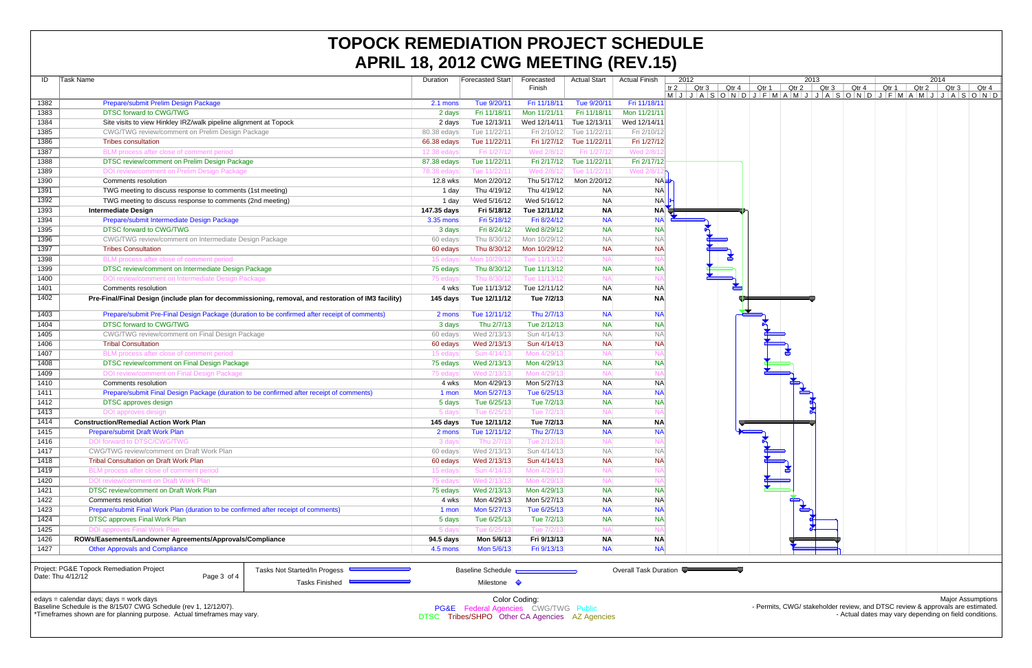# TOPOCK REMEDIATION PROJECT SCHEDULE
# APRIL 18, 2012 CWG MEETING (REV.15)

| ID | Task Name | Duration | Forecasted Start | Forecasted Finish | Actual Start | Actual Finish |
|---|---|---|---|---|---|---|
| 1382 | Prepare/submit Prelim Design Package | 2.1 mons | Tue 9/20/11 | Fri 11/18/11 | Tue 9/20/11 | Fri 11/18/11 |
| 1383 | DTSC forward to CWG/TWG | 2 days | Fri 11/18/11 | Mon 11/21/11 | Fri 11/18/11 | Mon 11/21/11 |
| 1384 | Site visits to view Hinkley IRZ/walk pipeline alignment at Topock | 2 days | Tue 12/13/11 | Wed 12/14/11 | Tue 12/13/11 | Wed 12/14/11 |
| 1385 | CWG/TWG review/comment on Prelim Design Package | 80.38 edays | Tue 11/22/11 | Fri 2/10/12 | Tue 11/22/11 | Fri 2/10/12 |
| 1386 | Tribes consultation | 66.38 edays | Tue 11/22/11 | Fri 1/27/12 | Tue 11/22/11 | Fri 1/27/12 |
| 1387 | BLM process after close of comment period | 12.38 edays | Fri 1/27/12 | Wed 2/8/12 | Fri 1/27/12 | Wed 2/8/12 |
| 1388 | DTSC review/comment on Prelim Design Package | 87.38 edays | Tue 11/22/11 | Fri 2/17/12 | Tue 11/22/11 | Fri 2/17/12 |
| 1389 | DOI review/comment on Prelim Design Package | 78.38 edays | Tue 11/22/11 | Wed 2/8/12 | Tue 11/22/11 | Wed 2/8/12 |
| 1390 | Comments resolution | 12.8 wks | Mon 2/20/12 | Thu 5/17/12 | Mon 2/20/12 | NA |
| 1391 | TWG meeting to discuss response to comments (1st meeting) | 1 day | Thu 4/19/12 | Thu 4/19/12 | NA | NA |
| 1392 | TWG meeting to discuss response to comments (2nd meeting) | 1 day | Wed 5/16/12 | Wed 5/16/12 | NA | NA |
| 1393 | **Intermediate Design** | **147.35 days** | **Fri 5/18/12** | **Tue 12/11/12** | **NA** | **NA** |
| 1394 | Prepare/submit Intermediate Design Package | 3.35 mons | Fri 5/18/12 | Fri 8/24/12 | NA | NA |
| 1395 | DTSC forward to CWG/TWG | 3 days | Fri 8/24/12 | Wed 8/29/12 | NA | NA |
| 1396 | CWG/TWG review/comment on Intermediate Design Package | 60 edays | Thu 8/30/12 | Mon 10/29/12 | NA | NA |
| 1397 | Tribes Consultation | 60 edays | Thu 8/30/12 | Mon 10/29/12 | NA | NA |
| 1398 | BLM process after close of comment period | 15 edays | Mon 10/29/12 | Tue 11/13/12 | NA | NA |
| 1399 | DTSC review/comment on Intermediate Design Package | 75 edays | Thu 8/30/12 | Tue 11/13/12 | NA | NA |
| 1400 | DOI review/comment on Intermediate Design Package | 75 edays | Thu 8/30/12 | Tue 11/13/12 | NA | NA |
| 1401 | Comments resolution | 4 wks | Tue 11/13/12 | Tue 12/11/12 | NA | NA |
| 1402 | **Pre-Final/Final Design (include plan for decommissioning, removal, and restoration of IM3 facility)** | **145 days** | **Tue 12/11/12** | **Tue 7/2/13** | **NA** | **NA** |
| 1403 | Prepare/submit Pre-Final Design Package (duration to be confirmed after receipt of comments) | 2 mons | Tue 12/11/12 | Thu 2/7/13 | NA | NA |
| 1404 | DTSC forward to CWG/TWG | 3 days | Thu 2/7/13 | Tue 2/12/13 | NA | NA |
| 1405 | CWG/TWG review/comment on Final Design Package | 60 edays | Wed 2/13/13 | Sun 4/14/13 | NA | NA |
| 1406 | Tribal Consultation | 60 edays | Wed 2/13/13 | Sun 4/14/13 | NA | NA |
| 1407 | BLM process after close of comment period | 15 edays | Sun 4/14/13 | Mon 4/29/13 | NA | NA |
| 1408 | DTSC review/comment on Final Design Package | 75 edays | Wed 2/13/13 | Mon 4/29/13 | NA | NA |
| 1409 | DOI review/comment on Final Design Package | 75 edays | Wed 2/13/13 | Mon 4/29/13 | NA | NA |
| 1410 | Comments resolution | 4 wks | Mon 4/29/13 | Mon 5/27/13 | NA | NA |
| 1411 | Prepare/submit Final Design Package (duration to be confirmed after receipt of comments) | 1 mon | Mon 5/27/13 | Tue 6/25/13 | NA | NA |
| 1412 | DTSC approves design | 5 days | Tue 6/25/13 | Tue 7/2/13 | NA | NA |
| 1413 | DOI approves design | 5 days | Tue 6/25/13 | Tue 7/2/13 | NA | NA |
| 1414 | **Construction/Remedial Action Work Plan** | **145 days** | **Tue 12/11/12** | **Tue 7/2/13** | **NA** | **NA** |
| 1415 | Prepare/submit Draft Work Plan | 2 mons | Tue 12/11/12 | Thu 2/7/13 | NA | NA |
| 1416 | DOI forward to DTSC/CWG/TWG | 3 days | Thu 2/7/13 | Tue 2/12/13 | NA | NA |
| 1417 | CWG/TWG review/comment on Draft Work Plan | 60 edays | Wed 2/13/13 | Sun 4/14/13 | NA | NA |
| 1418 | Tribal Consultation on Draft Work Plan | 60 edays | Wed 2/13/13 | Sun 4/14/13 | NA | NA |
| 1419 | BLM process after close of comment period | 15 edays | Sun 4/14/13 | Mon 4/29/13 | NA | NA |
| 1420 | DOI review/comment on Draft Work Plan | 75 edays | Wed 2/13/13 | Mon 4/29/13 | NA | NA |
| 1421 | DTSC review/comment on Draft Work Plan | 75 edays | Wed 2/13/13 | Mon 4/29/13 | NA | NA |
| 1422 | Comments resolution | 4 wks | Mon 4/29/13 | Mon 5/27/13 | NA | NA |
| 1423 | Prepare/submit Final Work Plan (duration to be confirmed after receipt of comments) | 1 mon | Mon 5/27/13 | Tue 6/25/13 | NA | NA |
| 1424 | DTSC approves Final Work Plan | 5 days | Tue 6/25/13 | Tue 7/2/13 | NA | NA |
| 1425 | DOI approves Final Work Plan | 5 days | Tue 6/25/13 | Tue 7/2/13 | NA | NA |
| 1426 | **ROWs/Easements/Landowner Agreements/Approvals/Compliance** | **94.5 days** | **Mon 5/6/13** | **Fri 9/13/13** | **NA** | **NA** |
| 1427 | Other Approvals and Compliance | 4.5 mons | Mon 5/6/13 | Fri 9/13/13 | NA | NA |

Project: PG&E Topock Remediation Project
Date: Thu 4/12/12

Legend: Tasks Not Started/In Progess; Tasks Finished; Baseline Schedule; Milestone; Overall Task Duration

edays = calendar days; days = work days
Baseline Schedule is the 8/15/07 CWG Schedule (rev 1, 12/12/07).
*Timeframes shown are for planning purpose. Actual timeframes may vary.

Color Coding:
PG&E  Federal Agencies  CWG/TWG  Public
DTSC  Tribes/SHPO  Other CA Agencies  AZ Agencies

Major Assumptions
- Permits, CWG/ stakeholder review, and DTSC review & approvals are estimated.
- Actual dates may vary depending on field conditions.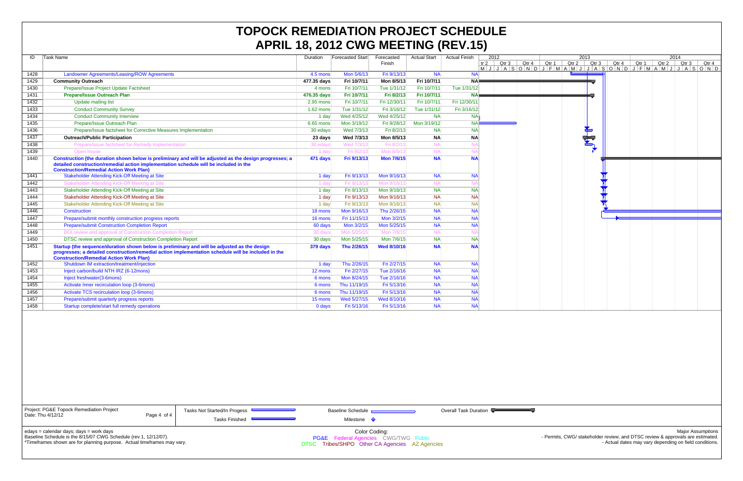# TOPOCK REMEDIATION PROJECT SCHEDULE
# APRIL 18, 2012 CWG MEETING (REV.15)

| ID | Task Name | Duration | Forecasted Start | Forecasted Finish | Actual Start | Actual Finish |
|---|---|---|---|---|---|---|
| 1428 | Landowner Agreements/Leasing/ROW Agreements | 4.5 mons | Mon 5/6/13 | Fri 9/13/13 | NA | NA |
| 1429 | **Community Outreach** | **477.35 days** | **Fri 10/7/11** | **Mon 8/5/13** | **Fri 10/7/11** | **NA** |
| 1430 | Prepare/Issue Project Update Factsheet | 4 mons | Fri 10/7/11 | Tue 1/31/12 | Fri 10/7/11 | Tue 1/31/12 |
| 1431 | **Prepare/Issue Outreach Plan** | **476.35 days** | **Fri 10/7/11** | **Fri 8/2/13** | **Fri 10/7/11** | **NA** |
| 1432 | Update mailing list | 2.95 mons | Fri 10/7/11 | Fri 12/30/11 | Fri 10/7/11 | Fri 12/30/11 |
| 1433 | Conduct Community Survey | 1.62 mons | Tue 1/31/12 | Fri 3/16/12 | Tue 1/31/12 | Fri 3/16/12 |
| 1434 | Conduct Community Interview | 1 day | Wed 4/25/12 | Wed 4/25/12 | NA | NA |
| 1435 | Prepare/Issue Outreach Plan | 6.65 mons | Mon 3/19/12 | Fri 9/28/12 | Mon 3/19/12 | NA |
| 1436 | Prepare/Issue factsheet for Corrective Measures Implementation | 30 edays | Wed 7/3/13 | Fri 8/2/13 | NA | NA |
| 1437 | **Outreach/Public Participation** | **23 days** | **Wed 7/3/13** | **Mon 8/5/13** | **NA** | **NA** |
| 1438 | Prepare/Issue factsheet for Remedy Implementation | 30 edays | Wed 7/3/13 | Fri 8/2/13 | NA | NA |
| 1439 | Open house | 1 day | Fri 8/2/13 | Mon 8/5/13 | NA | NA |
| 1440 | **Construction (the duration shown below is preliminary and will be adjusted as the design progresses; a detailed construction/remedial action implementation schedule will be included in the Construction/Remedial Action Work Plan)** | **471 days** | **Fri 9/13/13** | **Mon 7/6/15** | **NA** | **NA** |
| 1441 | Stakeholder Attending Kick-Off Meeting at Site | 1 day | Fri 9/13/13 | Mon 9/16/13 | NA | NA |
| 1442 | Stakeholder Attending Kick-Off Meeting at Site | 1 day | Fri 9/13/13 | Mon 9/16/13 | NA | NA |
| 1443 | Stakeholder Attending Kick-Off Meeting at Site | 1 day | Fri 9/13/13 | Mon 9/16/13 | NA | NA |
| 1444 | Stakeholder Attending Kick-Off Meeting at Site | 1 day | Fri 9/13/13 | Mon 9/16/13 | NA | NA |
| 1445 | Stakeholder Attending Kick-Off Meeting at Site | 1 day | Fri 9/13/13 | Mon 9/16/13 | NA | NA |
| 1446 | Construction | 18 mons | Mon 9/16/13 | Thu 2/26/15 | NA | NA |
| 1447 | Prepare/submit monthly construction progress reports | 16 mons | Fri 11/15/13 | Mon 3/2/15 | NA | NA |
| 1448 | Prepare/submit Construction Completion Report | 60 days | Mon 3/2/15 | Mon 5/25/15 | NA | NA |
| 1449 | DOI review and approval of Construction Completion Report | 30 days | Mon 5/25/15 | Mon 7/6/15 | NA | NA |
| 1450 | DTSC review and approval of Construction Completion Report | 30 days | Mon 5/25/15 | Mon 7/6/15 | NA | NA |
| 1451 | **Startup (the sequence/duration shown below is preliminary and will be adjusted as the design progresses; a detailed construction/remedial action implementation schedule will be included in the Construction/Remedial Action Work Plan)** | **379 days** | **Thu 2/26/15** | **Wed 8/10/16** | **NA** | **NA** |
| 1452 | Shutdown IM extraction/treatment/injection | 1 day | Thu 2/26/15 | Fri 2/27/15 | NA | NA |
| 1453 | Inject carbon/build NTH IRZ (6-12mons) | 12 mons | Fri 2/27/15 | Tue 2/16/16 | NA | NA |
| 1454 | Inject freshwater(3-6mons) | 6 mons | Mon 8/24/15 | Tue 2/16/16 | NA | NA |
| 1455 | Activate Inner recirculation loop (3-6mons) | 6 mons | Thu 11/19/15 | Fri 5/13/16 | NA | NA |
| 1456 | Activate TCS recirculation loop (3-6mons) | 6 mons | Thu 11/19/15 | Fri 5/13/16 | NA | NA |
| 1457 | Prepare/submit quarterly progress reports | 15 mons | Wed 5/27/15 | Wed 8/10/16 | NA | NA |
| 1458 | Startup complete/start full remedy operations | 0 days | Fri 5/13/16 | Fri 5/13/16 | NA | NA |

2012: tr 2, Qtr 3, Qtr 4 | 2013: Qtr 1, Qtr 2, Qtr 3, Qtr 4 | 2014: Qtr 1, Qtr 2, Qtr 3, Qtr 4

Project: PG&E Topock Remediation Project
Date: Thu 4/12/12

Tasks Not Started/In Progess | Tasks Finished | Baseline Schedule | Milestone | Overall Task Duration

edays = calendar days; days = work days
Baseline Schedule is the 8/15/07 CWG Schedule (rev 1, 12/12/07).
*Timeframes shown are for planning purpose. Actual timeframes may vary.

Color Coding:
PG&E Federal Agencies CWG/TWG Public
DTSC Tribes/SHPO Other CA Agencies AZ Agencies

Major Assumptions
- Permits, CWG/ stakeholder review, and DTSC review & approvals are estimated.
- Actual dates may vary depending on field conditions.